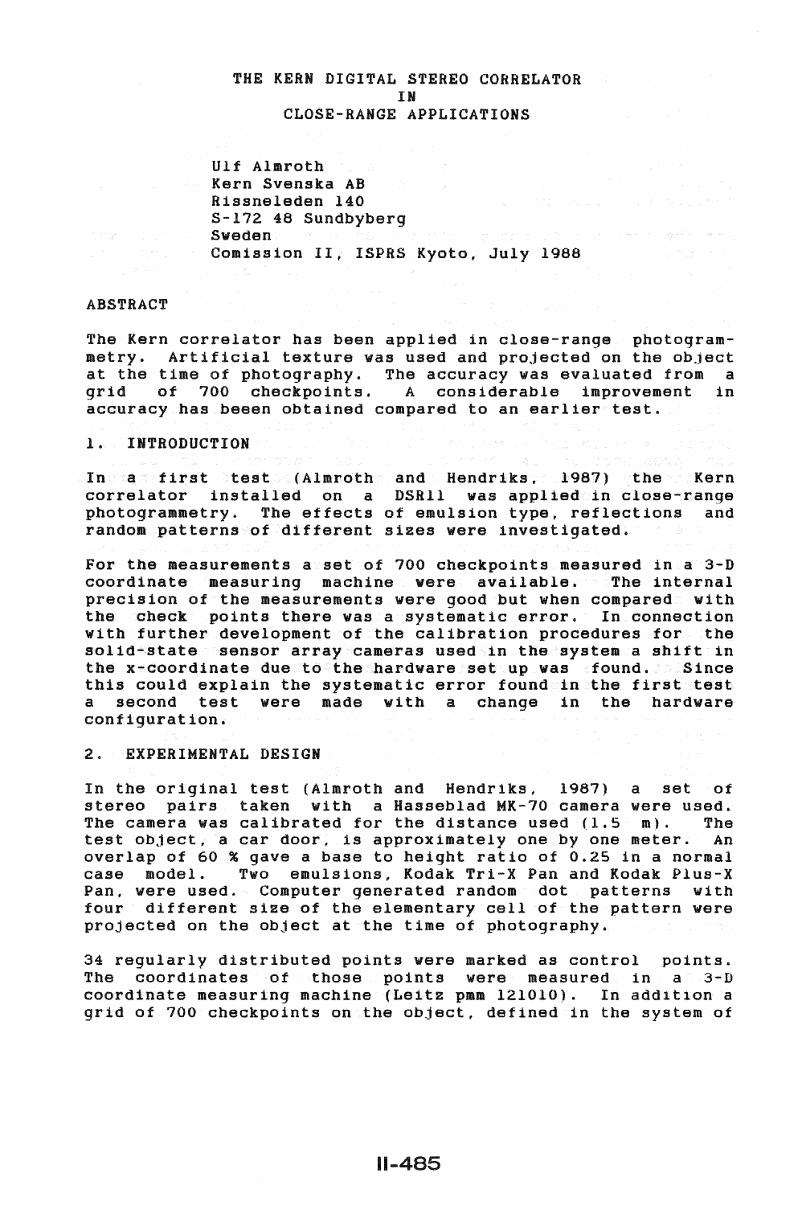# THE KERN DIGITAL STEREO CORRELATOR IN CLOSE-RANGE APPLICATIONS

Ulf Almroth
Kern Svenska AB
Rissneleden 140
S-172 48 Sundbyberg
Sweden
Comission II, ISPRS Kyoto, July 1988

## ABSTRACT

The Kern correlator has been applied in close-range photogrammetry. Artificial texture was used and projected on the object at the time of photography. The accuracy was evaluated from a grid of 700 checkpoints. A considerable improvement in accuracy has beeen obtained compared to an earlier test.

## 1. INTRODUCTION

In a first test (Almroth and Hendriks, 1987) the Kern correlator installed on a DSR11 was applied in close-range photogrammetry. The effects of emulsion type, reflections and random patterns of different sizes were investigated.

For the measurements a set of 700 checkpoints measured in a 3-D coordinate measuring machine were available. The internal precision of the measurements were good but when compared with the check points there was a systematic error. In connection with further development of the calibration procedures for the solid-state sensor array cameras used in the system a shift in the x-coordinate due to the hardware set up was found. Since this could explain the systematic error found in the first test a second test were made with a change in the hardware configuration.

## 2. EXPERIMENTAL DESIGN

In the original test (Almroth and Hendriks, 1987) a set of stereo pairs taken with a Hasseblad MK-70 camera were used. The camera was calibrated for the distance used (1.5 m). The test object, a car door, is approximately one by one meter. An overlap of 60 % gave a base to height ratio of 0.25 in a normal case model. Two emulsions, Kodak Tri-X Pan and Kodak Plus-X Pan, were used. Computer generated random dot patterns with four different size of the elementary cell of the pattern were projected on the object at the time of photography.

34 regularly distributed points were marked as control points. The coordinates of those points were measured in a 3-D coordinate measuring machine (Leitz pmm 121010). In addition a grid of 700 checkpoints on the object, defined in the system of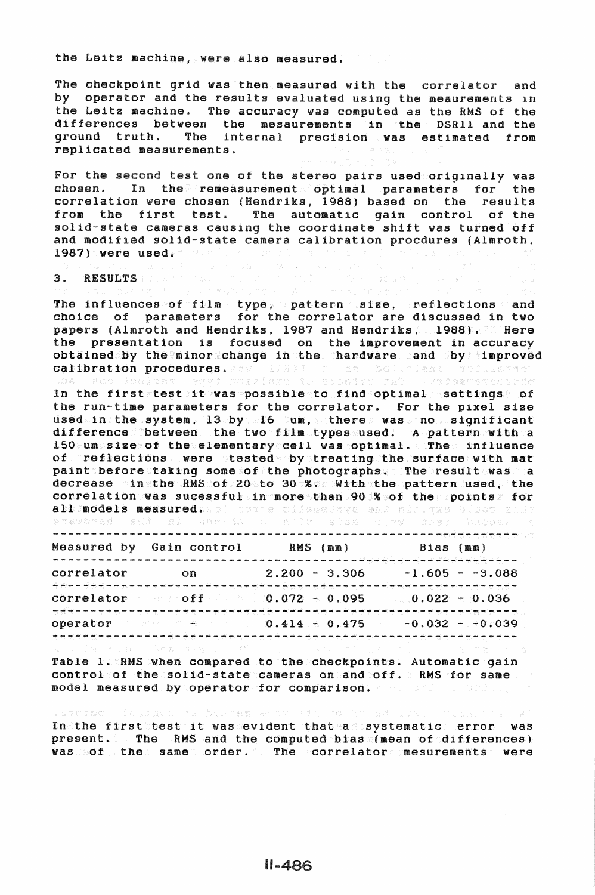the Leitz machine, were also measured.

The checkpoint grid was then measured with the correlator and by operator and the results evaluated using the meaurements in the Leitz machine. The accuracy was computed as the RMS of the differences between the mesaurements in the DSR11 and the ground truth. The internal precision was estimated from replicated measurements.

For the second test one of the stereo pairs used originally was chosen. In the remeasurement optimal parameters for the correlation were chosen (Hendriks, 1988) based on the results from the first test. The automatic gain control of the solid-state cameras causing the coordinate shift was turned off and modified solid-state camera calibration procdures (Almroth, 1987) were used.

## 3. RESULTS

The influences of film type, pattern size, reflections and choice of parameters for the correlator are discussed in two papers (Almroth and Hendriks, 1987 and Hendriks, 1988). Here the presentation is focused on the improvement in accuracy obtained by the minor change in the hardware and by improved calibration procedures.

In the first test it was possible to find optimal settings of the run-time parameters for the correlator. For the pixel size used in the system, 13 by 16 um, there was no significant difference between the two film types used. A pattern with a 150 um size of the elementary cell was optimal. The influence of reflections were tested by treating the surface with mat paint before taking some of the photographs. The result was a decrease in the RMS of 20 to 30 %. With the pattern used, the correlation was sucessful in more than 90 % of the points for all models measured.

| Measured by | Gain control | RMS (mm) | Bias (mm) |
|---|---|---|---|
| correlator | on | 2.200 - 3.306 | -1.605 - -3.088 |
| correlator | off | 0.072 - 0.095 | 0.022 - 0.036 |
| operator | - | 0.414 - 0.475 | -0.032 - -0.039 |

Table 1. RMS when compared to the checkpoints. Automatic gain control of the solid-state cameras on and off. RMS for same model measured by operator for comparison.

In the first test it was evident that a systematic error was present. The RMS and the computed bias (mean of differences) was of the same order. The correlator mesurements were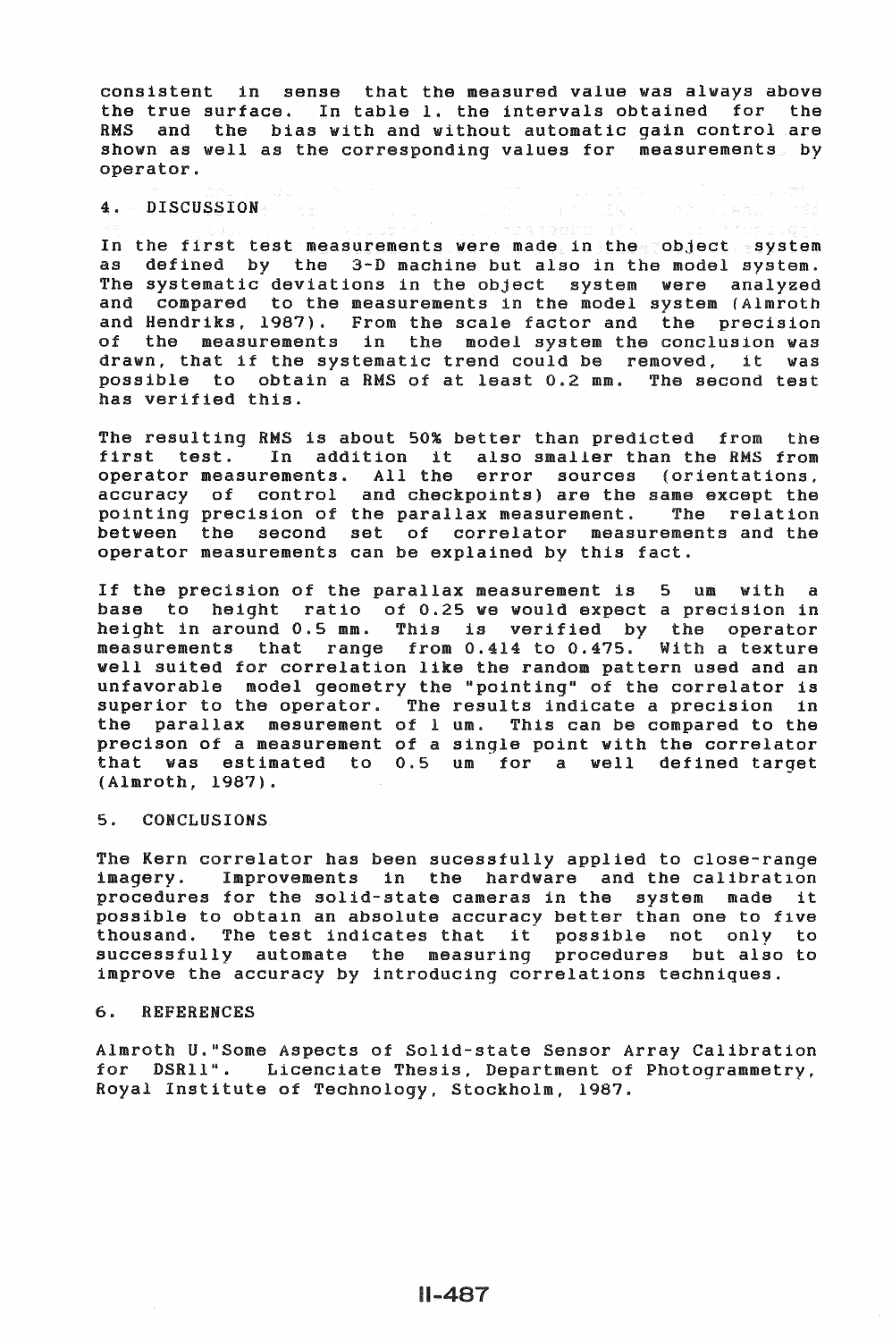consistent in sense that the measured value was always above the true surface. In table 1. the intervals obtained for the RMS and the bias with and without automatic gain control are shown as well as the corresponding values for measurements by operator.

## 4. DISCUSSION

In the first test measurements were made in the object system as defined by the 3-D machine but also in the model system. The systematic deviations in the object system were analyzed and compared to the measurements in the model system (Almroth and Hendriks, 1987). From the scale factor and the precision of the measurements in the model system the conclusion was drawn, that if the systematic trend could be removed, it was possible to obtain a RMS of at least 0.2 mm. The second test has verified this.

The resulting RMS is about 50% better than predicted from the first test. In addition it also smaller than the RMS from operator measurements. All the error sources (orientations, accuracy of control and checkpoints) are the same except the pointing precision of the parallax measurement. The relation between the second set of correlator measurements and the operator measurements can be explained by this fact.

If the precision of the parallax measurement is 5 um with a base to height ratio of 0.25 we would expect a precision in height in around 0.5 mm. This is verified by the operator measurements that range from 0.414 to 0.475. With a texture well suited for correlation like the random pattern used and an unfavorable model geometry the "pointing" of the correlator is superior to the operator. The results indicate a precision in the parallax mesurement of 1 um. This can be compared to the precison of a measurement of a single point with the correlator that was estimated to 0.5 um for a well defined target (Almroth, 1987).

## 5. CONCLUSIONS

The Kern correlator has been sucessfully applied to close-range imagery. Improvements in the hardware and the calibration procedures for the solid-state cameras in the system made it possible to obtain an absolute accuracy better than one to five thousand. The test indicates that it possible not only to successfully automate the measuring procedures but also to improve the accuracy by introducing correlations techniques.

## 6. REFERENCES

Almroth U."Some Aspects of Solid-state Sensor Array Calibration for DSR11". Licenciate Thesis, Department of Photogrammetry, Royal Institute of Technology, Stockholm, 1987.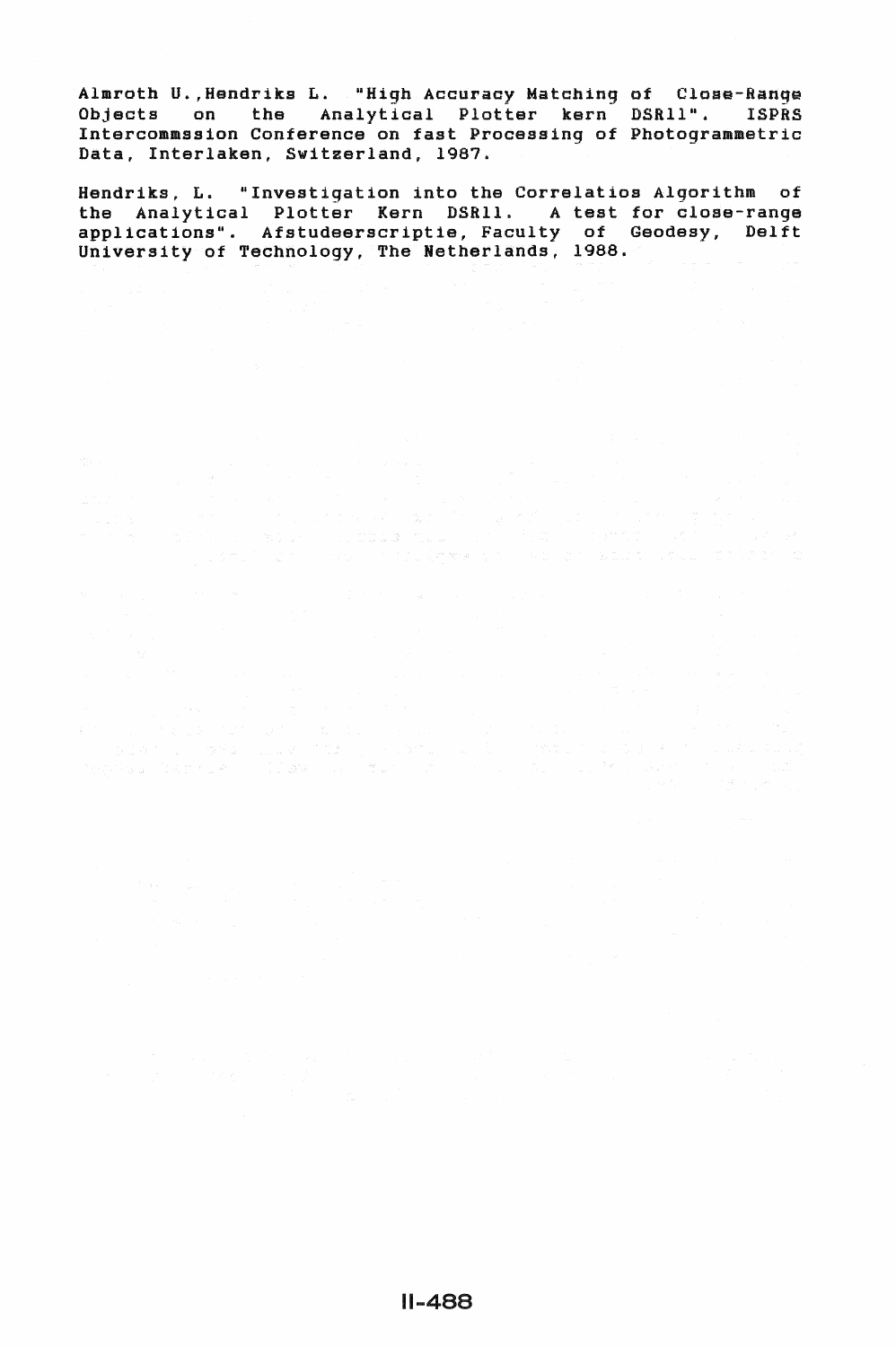Almroth U.,Hendriks L. "High Accuracy Matching of Close-Range Objects on the Analytical Plotter kern DSR11". ISPRS Intercommssion Conference on fast Processing of Photogrammetric Data, Interlaken, Switzerland, 1987.

Hendriks, L. "Investigation into the Correlatios Algorithm of the Analytical Plotter Kern DSR11. A test for close-range applications". Afstudeerscriptie, Faculty of Geodesy, Delft University of Technology, The Netherlands, 1988.